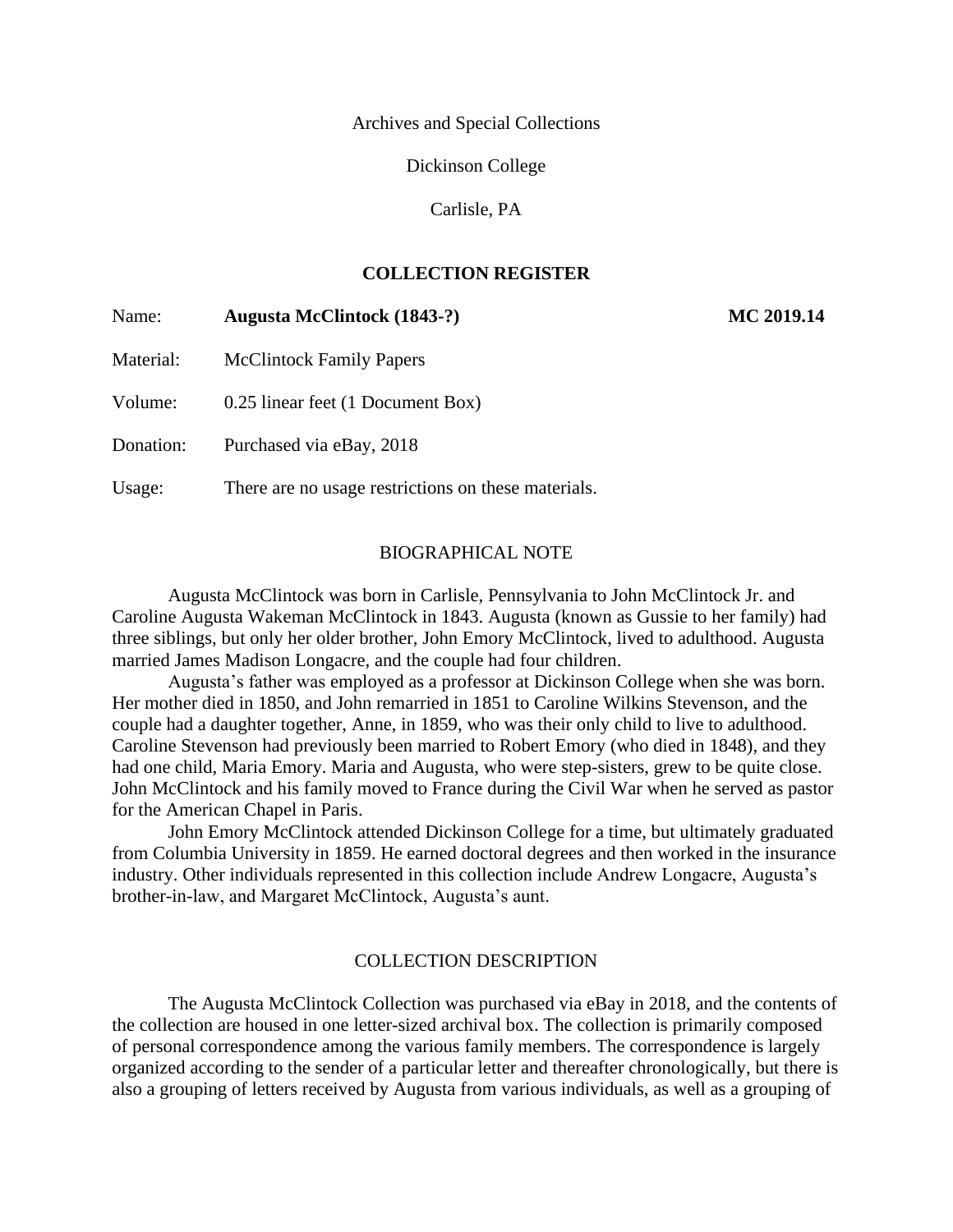Archives and Special Collections

Dickinson College

Carlisle, PA

## COLLECTION REGISTER

| | | |
|---|---|---|
| Name: | **Augusta McClintock (1843-?)** | **MC 2019.14** |
| Material: | McClintock Family Papers | |
| Volume: | 0.25 linear feet (1 Document Box) | |
| Donation: | Purchased via eBay, 2018 | |
| Usage: | There are no usage restrictions on these materials. | |

### BIOGRAPHICAL NOTE

Augusta McClintock was born in Carlisle, Pennsylvania to John McClintock Jr. and Caroline Augusta Wakeman McClintock in 1843. Augusta (known as Gussie to her family) had three siblings, but only her older brother, John Emory McClintock, lived to adulthood. Augusta married James Madison Longacre, and the couple had four children.

Augusta's father was employed as a professor at Dickinson College when she was born. Her mother died in 1850, and John remarried in 1851 to Caroline Wilkins Stevenson, and the couple had a daughter together, Anne, in 1859, who was their only child to live to adulthood. Caroline Stevenson had previously been married to Robert Emory (who died in 1848), and they had one child, Maria Emory. Maria and Augusta, who were step-sisters, grew to be quite close. John McClintock and his family moved to France during the Civil War when he served as pastor for the American Chapel in Paris.

John Emory McClintock attended Dickinson College for a time, but ultimately graduated from Columbia University in 1859. He earned doctoral degrees and then worked in the insurance industry. Other individuals represented in this collection include Andrew Longacre, Augusta's brother-in-law, and Margaret McClintock, Augusta's aunt.

### COLLECTION DESCRIPTION

The Augusta McClintock Collection was purchased via eBay in 2018, and the contents of the collection are housed in one letter-sized archival box. The collection is primarily composed of personal correspondence among the various family members. The correspondence is largely organized according to the sender of a particular letter and thereafter chronologically, but there is also a grouping of letters received by Augusta from various individuals, as well as a grouping of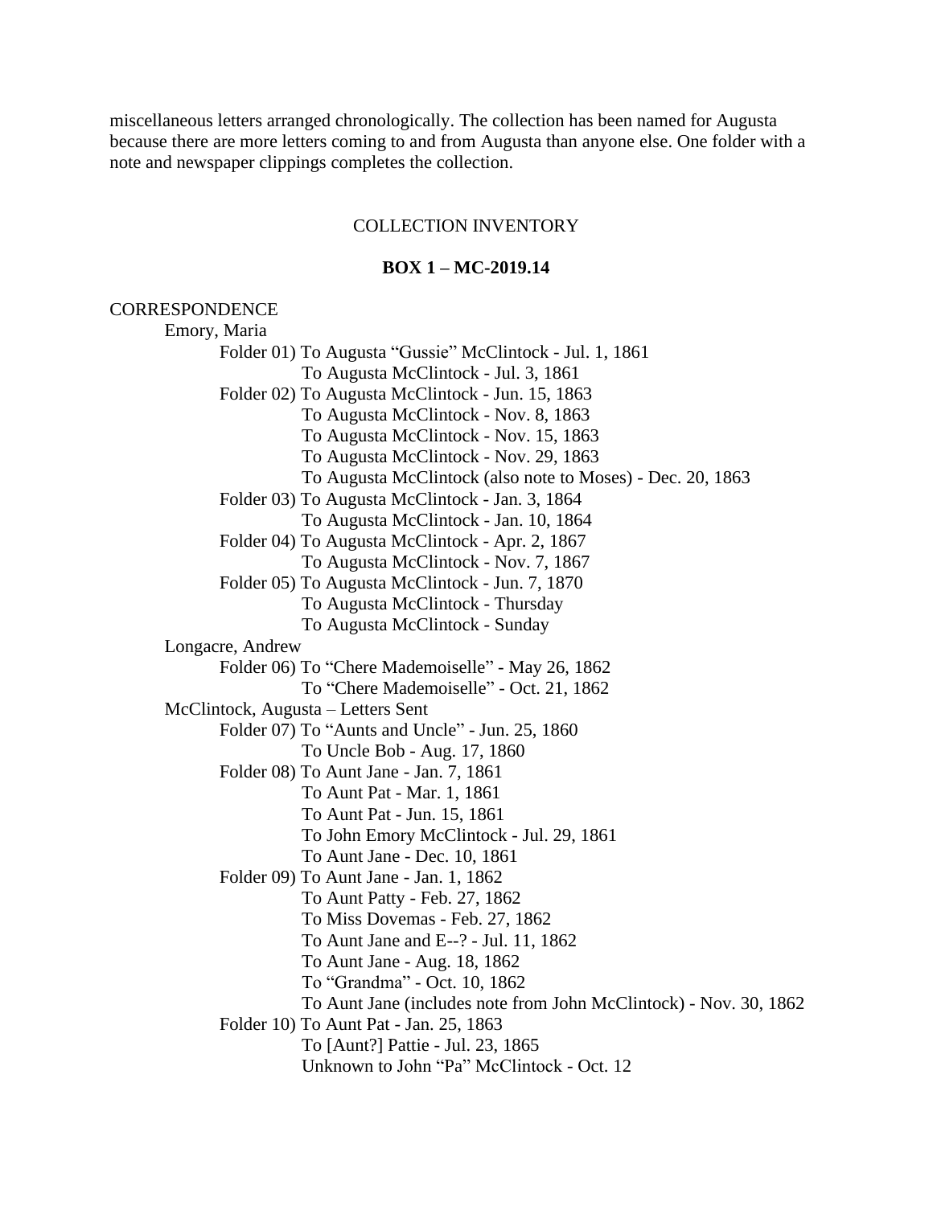miscellaneous letters arranged chronologically. The collection has been named for Augusta because there are more letters coming to and from Augusta than anyone else. One folder with a note and newspaper clippings completes the collection.

## COLLECTION INVENTORY

### BOX 1 – MC-2019.14

CORRESPONDENCE

- Emory, Maria
  - Folder 01) To Augusta "Gussie" McClintock - Jul. 1, 1861
    - To Augusta McClintock - Jul. 3, 1861
  - Folder 02) To Augusta McClintock - Jun. 15, 1863
    - To Augusta McClintock - Nov. 8, 1863
    - To Augusta McClintock - Nov. 15, 1863
    - To Augusta McClintock - Nov. 29, 1863
    - To Augusta McClintock (also note to Moses) - Dec. 20, 1863
  - Folder 03) To Augusta McClintock - Jan. 3, 1864
    - To Augusta McClintock - Jan. 10, 1864
  - Folder 04) To Augusta McClintock - Apr. 2, 1867
    - To Augusta McClintock - Nov. 7, 1867
  - Folder 05) To Augusta McClintock - Jun. 7, 1870
    - To Augusta McClintock - Thursday
    - To Augusta McClintock - Sunday
- Longacre, Andrew
  - Folder 06) To "Chere Mademoiselle" - May 26, 1862
    - To "Chere Mademoiselle" - Oct. 21, 1862
- McClintock, Augusta – Letters Sent
  - Folder 07) To "Aunts and Uncle" - Jun. 25, 1860
    - To Uncle Bob - Aug. 17, 1860
  - Folder 08) To Aunt Jane - Jan. 7, 1861
    - To Aunt Pat - Mar. 1, 1861
    - To Aunt Pat - Jun. 15, 1861
    - To John Emory McClintock - Jul. 29, 1861
    - To Aunt Jane - Dec. 10, 1861
  - Folder 09) To Aunt Jane - Jan. 1, 1862
    - To Aunt Patty - Feb. 27, 1862
    - To Miss Dovemas - Feb. 27, 1862
    - To Aunt Jane and E--? - Jul. 11, 1862
    - To Aunt Jane - Aug. 18, 1862
    - To "Grandma" - Oct. 10, 1862
    - To Aunt Jane (includes note from John McClintock) - Nov. 30, 1862
  - Folder 10) To Aunt Pat - Jan. 25, 1863
    - To [Aunt?] Pattie - Jul. 23, 1865
    - Unknown to John "Pa" McClintock - Oct. 12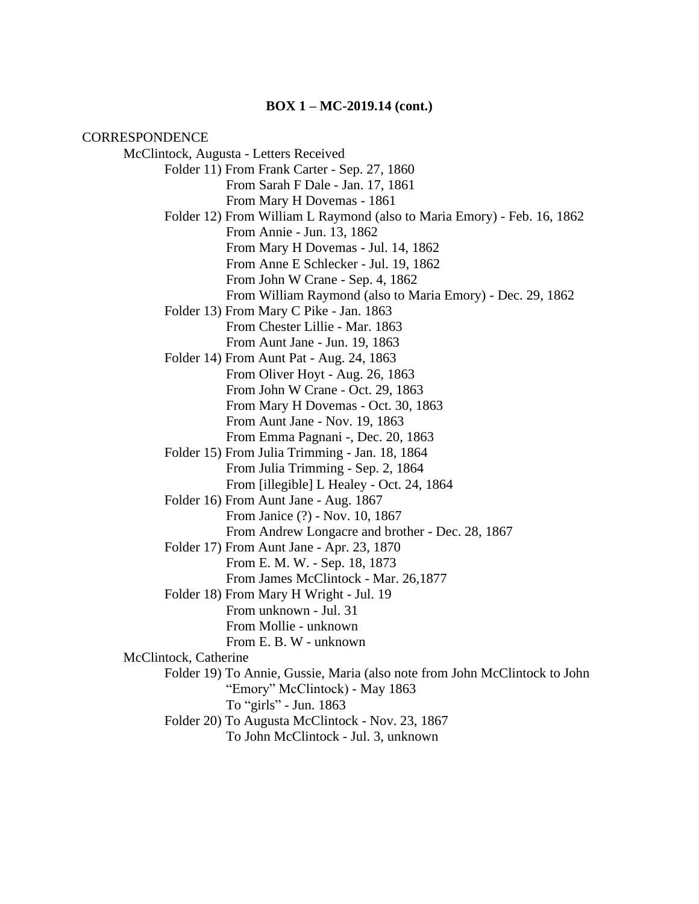**BOX 1 – MC-2019.14 (cont.)**

CORRESPONDENCE

- McClintock, Augusta - Letters Received
  - Folder 11) From Frank Carter - Sep. 27, 1860
    - From Sarah F Dale - Jan. 17, 1861
    - From Mary H Dovemas - 1861
  - Folder 12) From William L Raymond (also to Maria Emory) - Feb. 16, 1862
    - From Annie - Jun. 13, 1862
    - From Mary H Dovemas - Jul. 14, 1862
    - From Anne E Schlecker - Jul. 19, 1862
    - From John W Crane - Sep. 4, 1862
    - From William Raymond (also to Maria Emory) - Dec. 29, 1862
  - Folder 13) From Mary C Pike - Jan. 1863
    - From Chester Lillie - Mar. 1863
    - From Aunt Jane - Jun. 19, 1863
  - Folder 14) From Aunt Pat - Aug. 24, 1863
    - From Oliver Hoyt - Aug. 26, 1863
    - From John W Crane - Oct. 29, 1863
    - From Mary H Dovemas - Oct. 30, 1863
    - From Aunt Jane - Nov. 19, 1863
    - From Emma Pagnani -, Dec. 20, 1863
  - Folder 15) From Julia Trimming - Jan. 18, 1864
    - From Julia Trimming - Sep. 2, 1864
    - From [illegible] L Healey - Oct. 24, 1864
  - Folder 16) From Aunt Jane - Aug. 1867
    - From Janice (?) - Nov. 10, 1867
    - From Andrew Longacre and brother - Dec. 28, 1867
  - Folder 17) From Aunt Jane - Apr. 23, 1870
    - From E. M. W. - Sep. 18, 1873
    - From James McClintock - Mar. 26,1877
  - Folder 18) From Mary H Wright - Jul. 19
    - From unknown - Jul. 31
    - From Mollie - unknown
    - From E. B. W - unknown
- McClintock, Catherine
  - Folder 19) To Annie, Gussie, Maria (also note from John McClintock to John "Emory" McClintock) - May 1863
    - To "girls" - Jun. 1863
  - Folder 20) To Augusta McClintock - Nov. 23, 1867
    - To John McClintock - Jul. 3, unknown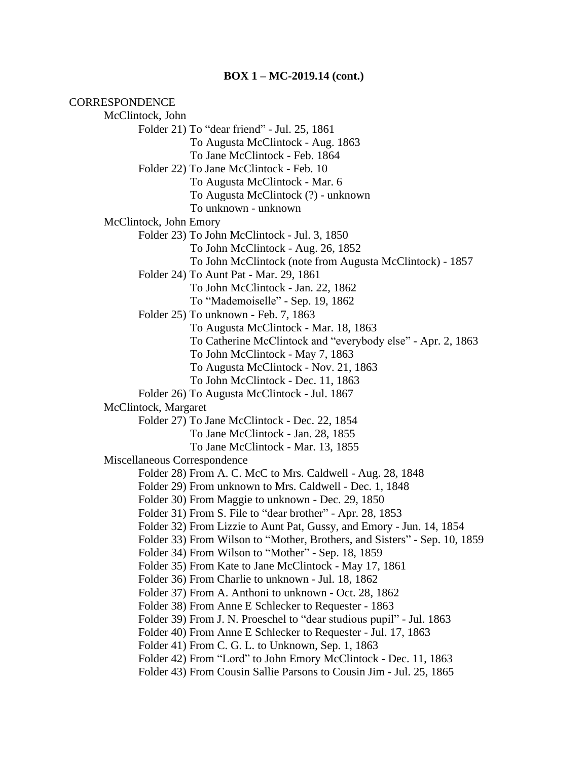**BOX 1 – MC-2019.14 (cont.)**

CORRESPONDENCE

- McClintock, John
  - Folder 21) To "dear friend" - Jul. 25, 1861
    - To Augusta McClintock - Aug. 1863
    - To Jane McClintock - Feb. 1864
  - Folder 22) To Jane McClintock - Feb. 10
    - To Augusta McClintock - Mar. 6
    - To Augusta McClintock (?) - unknown
    - To unknown - unknown
- McClintock, John Emory
  - Folder 23) To John McClintock - Jul. 3, 1850
    - To John McClintock - Aug. 26, 1852
    - To John McClintock (note from Augusta McClintock) - 1857
  - Folder 24) To Aunt Pat - Mar. 29, 1861
    - To John McClintock - Jan. 22, 1862
    - To "Mademoiselle" - Sep. 19, 1862
  - Folder 25) To unknown - Feb. 7, 1863
    - To Augusta McClintock - Mar. 18, 1863
    - To Catherine McClintock and "everybody else" - Apr. 2, 1863
    - To John McClintock - May 7, 1863
    - To Augusta McClintock - Nov. 21, 1863
    - To John McClintock - Dec. 11, 1863
  - Folder 26) To Augusta McClintock - Jul. 1867
- McClintock, Margaret
  - Folder 27) To Jane McClintock - Dec. 22, 1854
    - To Jane McClintock - Jan. 28, 1855
    - To Jane McClintock - Mar. 13, 1855
- Miscellaneous Correspondence
  - Folder 28) From A. C. McC to Mrs. Caldwell - Aug. 28, 1848
  - Folder 29) From unknown to Mrs. Caldwell - Dec. 1, 1848
  - Folder 30) From Maggie to unknown - Dec. 29, 1850
  - Folder 31) From S. File to "dear brother" - Apr. 28, 1853
  - Folder 32) From Lizzie to Aunt Pat, Gussy, and Emory - Jun. 14, 1854
  - Folder 33) From Wilson to "Mother, Brothers, and Sisters" - Sep. 10, 1859
  - Folder 34) From Wilson to "Mother" - Sep. 18, 1859
  - Folder 35) From Kate to Jane McClintock - May 17, 1861
  - Folder 36) From Charlie to unknown - Jul. 18, 1862
  - Folder 37) From A. Anthoni to unknown - Oct. 28, 1862
  - Folder 38) From Anne E Schlecker to Requester - 1863
  - Folder 39) From J. N. Proeschel to "dear studious pupil" - Jul. 1863
  - Folder 40) From Anne E Schlecker to Requester - Jul. 17, 1863
  - Folder 41) From C. G. L. to Unknown, Sep. 1, 1863
  - Folder 42) From "Lord" to John Emory McClintock - Dec. 11, 1863
  - Folder 43) From Cousin Sallie Parsons to Cousin Jim - Jul. 25, 1865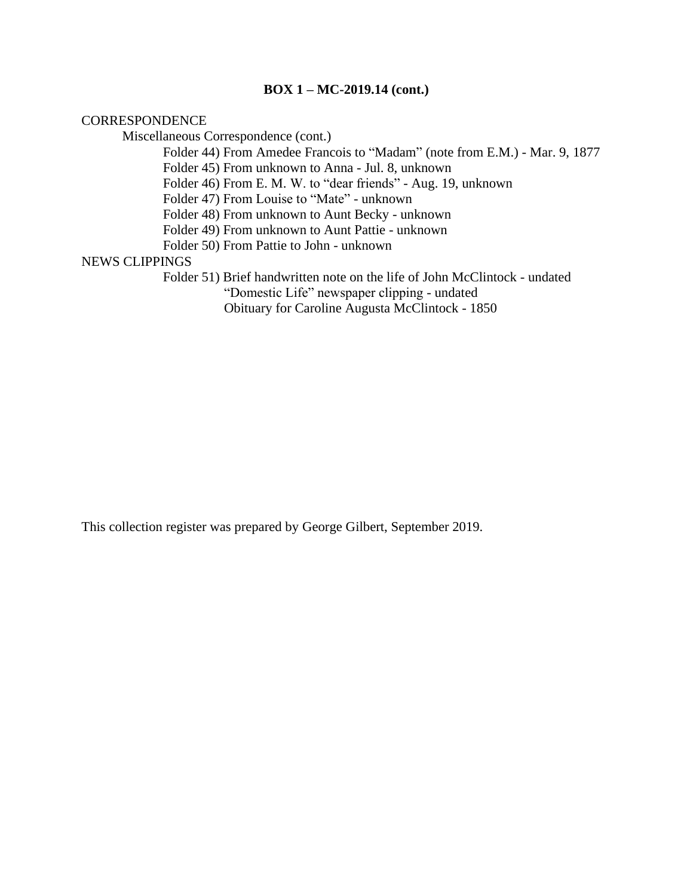**BOX 1 – MC-2019.14 (cont.)**

CORRESPONDENCE

Miscellaneous Correspondence (cont.)

- Folder 44) From Amedee Francois to “Madam” (note from E.M.) - Mar. 9, 1877
- Folder 45) From unknown to Anna - Jul. 8, unknown
- Folder 46) From E. M. W. to “dear friends” - Aug. 19, unknown
- Folder 47) From Louise to “Mate” - unknown
- Folder 48) From unknown to Aunt Becky - unknown
- Folder 49) From unknown to Aunt Pattie - unknown
- Folder 50) From Pattie to John - unknown

NEWS CLIPPINGS

- Folder 51) Brief handwritten note on the life of John McClintock - undated
  - “Domestic Life” newspaper clipping - undated
  - Obituary for Caroline Augusta McClintock - 1850

This collection register was prepared by George Gilbert, September 2019.